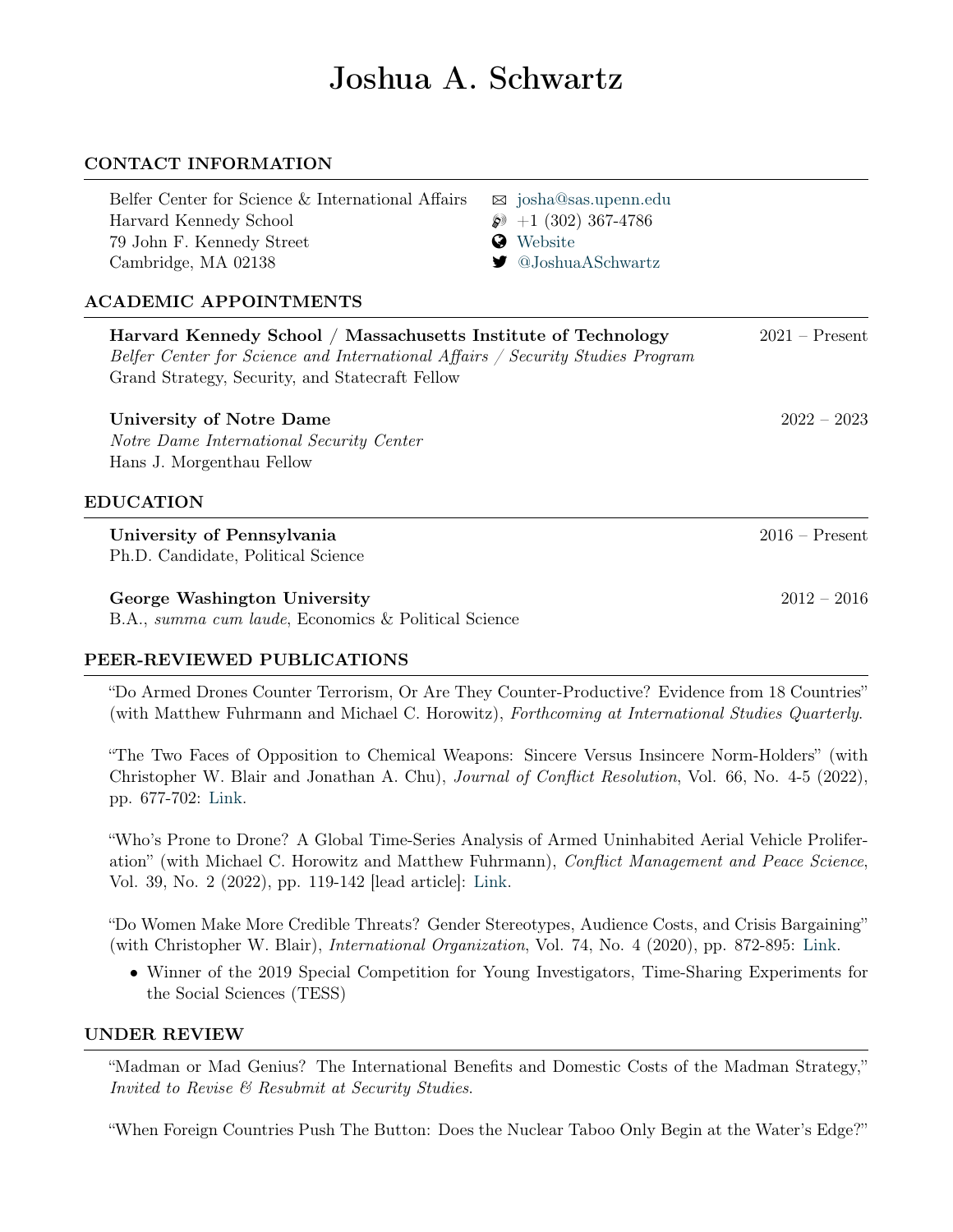# Joshua A. Schwartz

## CONTACT INFORMATION

Belfer Center for Science & International Affairs
Harvard Kennedy School
79 John F. Kennedy Street
Cambridge, MA 02138

josha@sas.upenn.edu
+1 (302) 367-4786
Website
@JoshuaASchwartz

## ACADEMIC APPOINTMENTS

**Harvard Kennedy School / Massachusetts Institute of Technology** — 2021 – Present
*Belfer Center for Science and International Affairs / Security Studies Program*
Grand Strategy, Security, and Statecraft Fellow

**University of Notre Dame** — 2022 – 2023
*Notre Dame International Security Center*
Hans J. Morgenthau Fellow

## EDUCATION

**University of Pennsylvania** — 2016 – Present
Ph.D. Candidate, Political Science

**George Washington University** — 2012 – 2016
B.A., *summa cum laude*, Economics & Political Science

## PEER-REVIEWED PUBLICATIONS

"Do Armed Drones Counter Terrorism, Or Are They Counter-Productive? Evidence from 18 Countries" (with Matthew Fuhrmann and Michael C. Horowitz), *Forthcoming at International Studies Quarterly*.

"The Two Faces of Opposition to Chemical Weapons: Sincere Versus Insincere Norm-Holders" (with Christopher W. Blair and Jonathan A. Chu), *Journal of Conflict Resolution*, Vol. 66, No. 4-5 (2022), pp. 677-702: Link.

"Who's Prone to Drone? A Global Time-Series Analysis of Armed Uninhabited Aerial Vehicle Proliferation" (with Michael C. Horowitz and Matthew Fuhrmann), *Conflict Management and Peace Science*, Vol. 39, No. 2 (2022), pp. 119-142 [lead article]: Link.

"Do Women Make More Credible Threats? Gender Stereotypes, Audience Costs, and Crisis Bargaining" (with Christopher W. Blair), *International Organization*, Vol. 74, No. 4 (2020), pp. 872-895: Link.

- Winner of the 2019 Special Competition for Young Investigators, Time-Sharing Experiments for the Social Sciences (TESS)

## UNDER REVIEW

"Madman or Mad Genius? The International Benefits and Domestic Costs of the Madman Strategy," *Invited to Revise & Resubmit at Security Studies*.

"When Foreign Countries Push The Button: Does the Nuclear Taboo Only Begin at the Water's Edge?"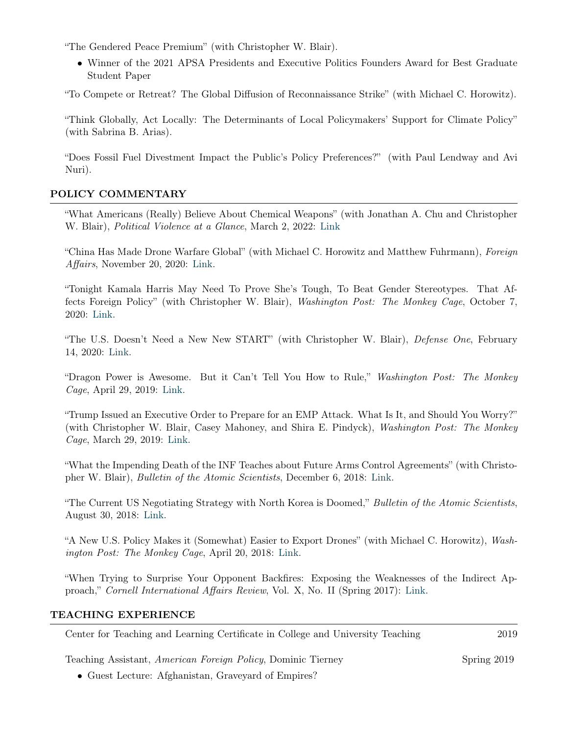"The Gendered Peace Premium" (with Christopher W. Blair).

- Winner of the 2021 APSA Presidents and Executive Politics Founders Award for Best Graduate Student Paper

"To Compete or Retreat? The Global Diffusion of Reconnaissance Strike" (with Michael C. Horowitz).

"Think Globally, Act Locally: The Determinants of Local Policymakers' Support for Climate Policy" (with Sabrina B. Arias).

"Does Fossil Fuel Divestment Impact the Public's Policy Preferences?" (with Paul Lendway and Avi Nuri).

## POLICY COMMENTARY

"What Americans (Really) Believe About Chemical Weapons" (with Jonathan A. Chu and Christopher W. Blair), *Political Violence at a Glance*, March 2, 2022: Link

"China Has Made Drone Warfare Global" (with Michael C. Horowitz and Matthew Fuhrmann), *Foreign Affairs*, November 20, 2020: Link.

"Tonight Kamala Harris May Need To Prove She's Tough, To Beat Gender Stereotypes. That Affects Foreign Policy" (with Christopher W. Blair), *Washington Post: The Monkey Cage*, October 7, 2020: Link.

"The U.S. Doesn't Need a New New START" (with Christopher W. Blair), *Defense One*, February 14, 2020: Link.

"Dragon Power is Awesome. But it Can't Tell You How to Rule," *Washington Post: The Monkey Cage*, April 29, 2019: Link.

"Trump Issued an Executive Order to Prepare for an EMP Attack. What Is It, and Should You Worry?" (with Christopher W. Blair, Casey Mahoney, and Shira E. Pindyck), *Washington Post: The Monkey Cage*, March 29, 2019: Link.

"What the Impending Death of the INF Teaches about Future Arms Control Agreements" (with Christopher W. Blair), *Bulletin of the Atomic Scientists*, December 6, 2018: Link.

"The Current US Negotiating Strategy with North Korea is Doomed," *Bulletin of the Atomic Scientists*, August 30, 2018: Link.

"A New U.S. Policy Makes it (Somewhat) Easier to Export Drones" (with Michael C. Horowitz), *Washington Post: The Monkey Cage*, April 20, 2018: Link.

"When Trying to Surprise Your Opponent Backfires: Exposing the Weaknesses of the Indirect Approach," *Cornell International Affairs Review*, Vol. X, No. II (Spring 2017): Link.

## TEACHING EXPERIENCE

Center for Teaching and Learning Certificate in College and University Teaching — 2019

Teaching Assistant, *American Foreign Policy*, Dominic Tierney — Spring 2019

- Guest Lecture: Afghanistan, Graveyard of Empires?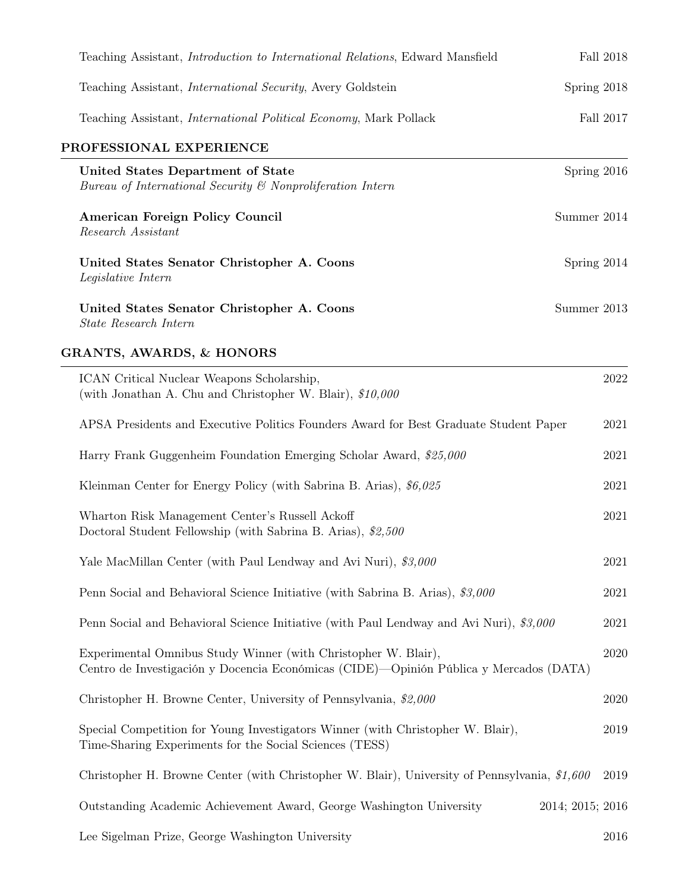Teaching Assistant, *Introduction to International Relations*, Edward Mansfield — Fall 2018

Teaching Assistant, *International Security*, Avery Goldstein — Spring 2018

Teaching Assistant, *International Political Economy*, Mark Pollack — Fall 2017

## PROFESSIONAL EXPERIENCE

**United States Department of State** — Spring 2016
*Bureau of International Security & Nonproliferation Intern*

**American Foreign Policy Council** — Summer 2014
*Research Assistant*

**United States Senator Christopher A. Coons** — Spring 2014
*Legislative Intern*

**United States Senator Christopher A. Coons** — Summer 2013
*State Research Intern*

## GRANTS, AWARDS, & HONORS

ICAN Critical Nuclear Weapons Scholarship, (with Jonathan A. Chu and Christopher W. Blair), *$10,000* — 2022

APSA Presidents and Executive Politics Founders Award for Best Graduate Student Paper — 2021

Harry Frank Guggenheim Foundation Emerging Scholar Award, *$25,000* — 2021

Kleinman Center for Energy Policy (with Sabrina B. Arias), *$6,025* — 2021

Wharton Risk Management Center's Russell Ackoff Doctoral Student Fellowship (with Sabrina B. Arias), *$2,500* — 2021

Yale MacMillan Center (with Paul Lendway and Avi Nuri), *$3,000* — 2021

Penn Social and Behavioral Science Initiative (with Sabrina B. Arias), *$3,000* — 2021

Penn Social and Behavioral Science Initiative (with Paul Lendway and Avi Nuri), *$3,000* — 2021

Experimental Omnibus Study Winner (with Christopher W. Blair), Centro de Investigación y Docencia Económicas (CIDE)—Opinión Pública y Mercados (DATA) — 2020

Christopher H. Browne Center, University of Pennsylvania, *$2,000* — 2020

Special Competition for Young Investigators Winner (with Christopher W. Blair), Time-Sharing Experiments for the Social Sciences (TESS) — 2019

Christopher H. Browne Center (with Christopher W. Blair), University of Pennsylvania, *$1,600* — 2019

Outstanding Academic Achievement Award, George Washington University — 2014; 2015; 2016

Lee Sigelman Prize, George Washington University — 2016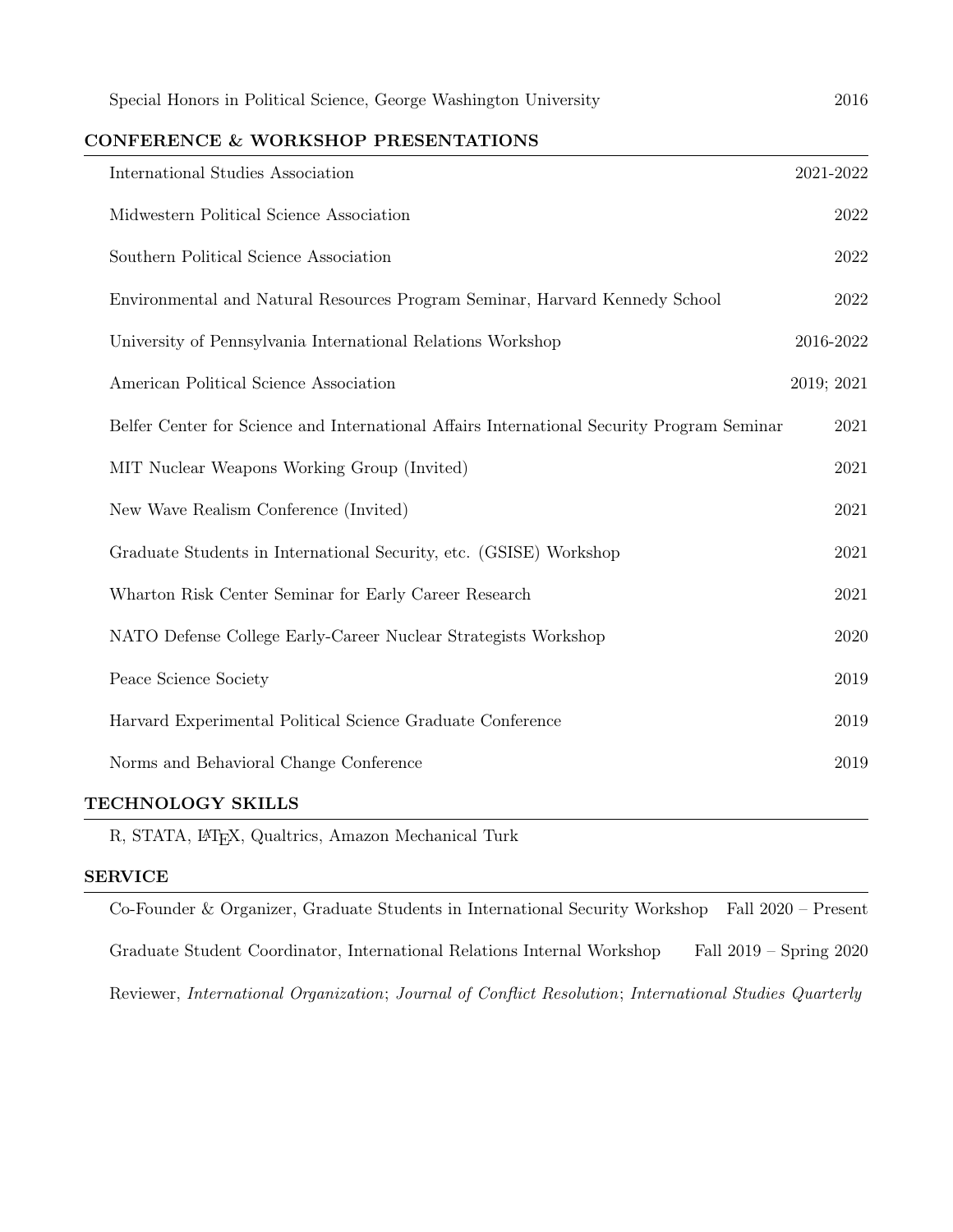Special Honors in Political Science, George Washington University 2016

## CONFERENCE & WORKSHOP PRESENTATIONS

International Studies Association 2021-2022

Midwestern Political Science Association 2022

Southern Political Science Association 2022

Environmental and Natural Resources Program Seminar, Harvard Kennedy School 2022

University of Pennsylvania International Relations Workshop 2016-2022

American Political Science Association 2019; 2021

Belfer Center for Science and International Affairs International Security Program Seminar 2021

MIT Nuclear Weapons Working Group (Invited) 2021

New Wave Realism Conference (Invited) 2021

Graduate Students in International Security, etc. (GSISE) Workshop 2021

Wharton Risk Center Seminar for Early Career Research 2021

NATO Defense College Early-Career Nuclear Strategists Workshop 2020

Peace Science Society 2019

Harvard Experimental Political Science Graduate Conference 2019

Norms and Behavioral Change Conference 2019

## TECHNOLOGY SKILLS

R, STATA, LaTeX, Qualtrics, Amazon Mechanical Turk

## SERVICE

Co-Founder & Organizer, Graduate Students in International Security Workshop Fall 2020 – Present

Graduate Student Coordinator, International Relations Internal Workshop Fall 2019 – Spring 2020

Reviewer, *International Organization*; *Journal of Conflict Resolution*; *International Studies Quarterly*